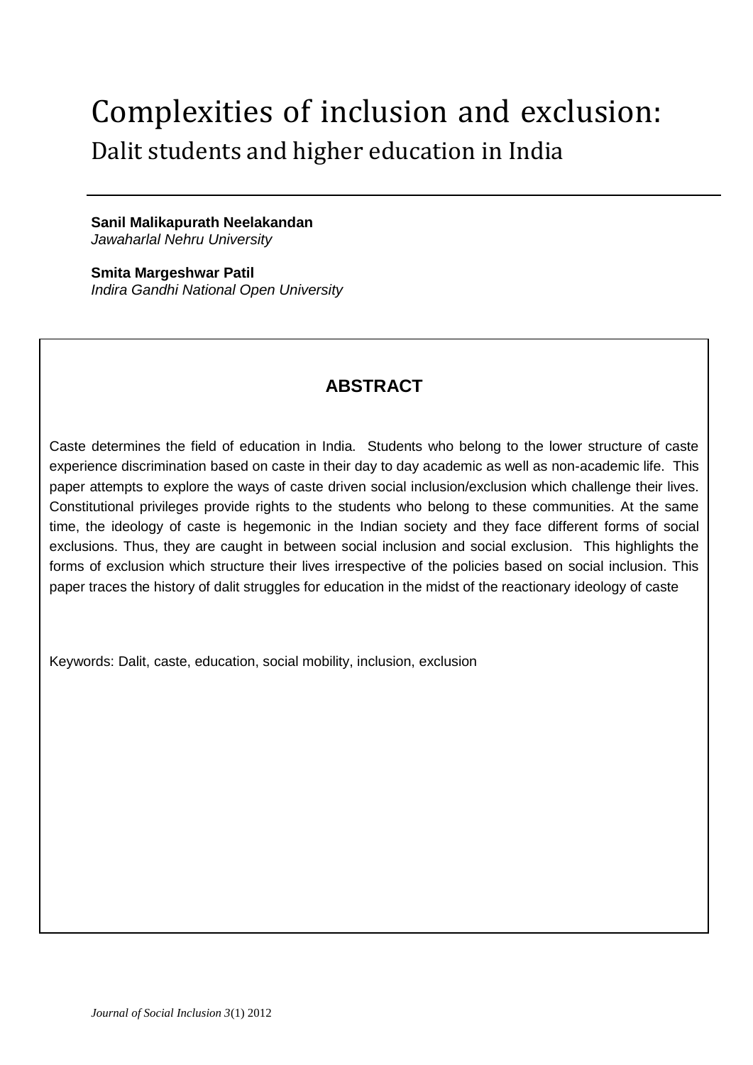# Complexities of inclusion and exclusion:

## Dalit students and higher education in India

**Sanil Malikapurath Neelakandan**
*Jawaharlal Nehru University*

**Smita Margeshwar Patil**
*Indira Gandhi National Open University*

### ABSTRACT

Caste determines the field of education in India. Students who belong to the lower structure of caste experience discrimination based on caste in their day to day academic as well as non-academic life. This paper attempts to explore the ways of caste driven social inclusion/exclusion which challenge their lives. Constitutional privileges provide rights to the students who belong to these communities. At the same time, the ideology of caste is hegemonic in the Indian society and they face different forms of social exclusions. Thus, they are caught in between social inclusion and social exclusion. This highlights the forms of exclusion which structure their lives irrespective of the policies based on social inclusion. This paper traces the history of dalit struggles for education in the midst of the reactionary ideology of caste

Keywords: Dalit, caste, education, social mobility, inclusion, exclusion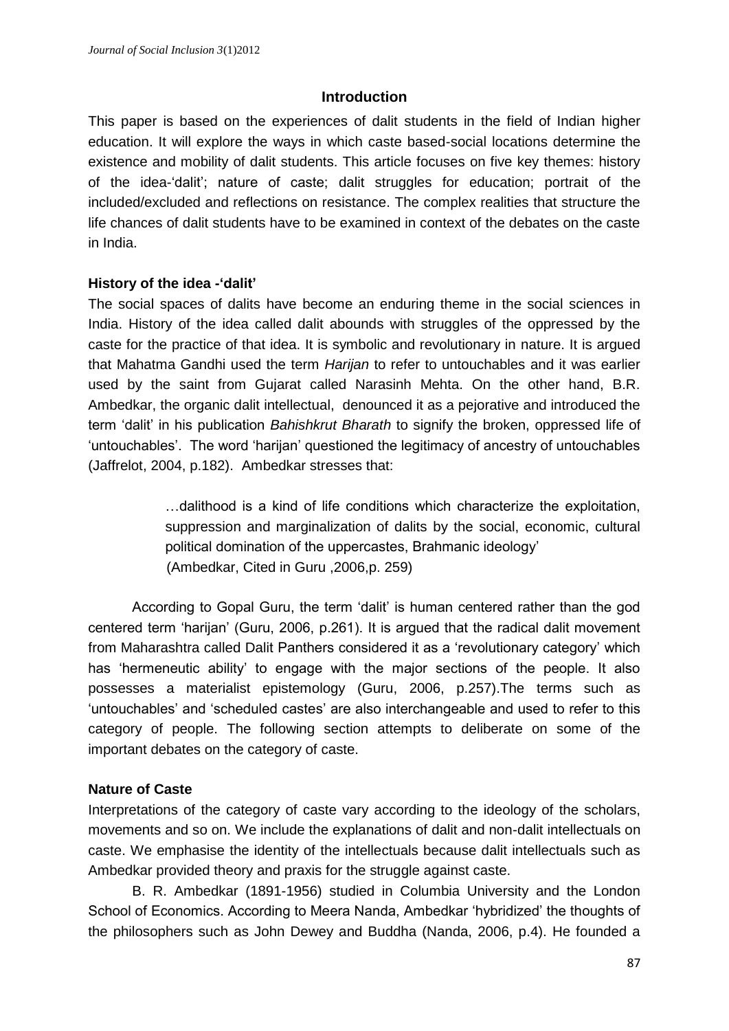## Introduction

This paper is based on the experiences of dalit students in the field of Indian higher education. It will explore the ways in which caste based-social locations determine the existence and mobility of dalit students. This article focuses on five key themes: history of the idea-'dalit'; nature of caste; dalit struggles for education; portrait of the included/excluded and reflections on resistance. The complex realities that structure the life chances of dalit students have to be examined in context of the debates on the caste in India.

### History of the idea -'dalit'

The social spaces of dalits have become an enduring theme in the social sciences in India. History of the idea called dalit abounds with struggles of the oppressed by the caste for the practice of that idea. It is symbolic and revolutionary in nature. It is argued that Mahatma Gandhi used the term *Harijan* to refer to untouchables and it was earlier used by the saint from Gujarat called Narasinh Mehta. On the other hand, B.R. Ambedkar, the organic dalit intellectual, denounced it as a pejorative and introduced the term 'dalit' in his publication *Bahishkrut Bharath* to signify the broken, oppressed life of 'untouchables'. The word 'harijan' questioned the legitimacy of ancestry of untouchables (Jaffrelot, 2004, p.182). Ambedkar stresses that:

> …dalithood is a kind of life conditions which characterize the exploitation, suppression and marginalization of dalits by the social, economic, cultural political domination of the uppercastes, Brahmanic ideology'
> (Ambedkar, Cited in Guru ,2006,p. 259)

According to Gopal Guru, the term 'dalit' is human centered rather than the god centered term 'harijan' (Guru, 2006, p.261). It is argued that the radical dalit movement from Maharashtra called Dalit Panthers considered it as a 'revolutionary category' which has 'hermeneutic ability' to engage with the major sections of the people. It also possesses a materialist epistemology (Guru, 2006, p.257).The terms such as 'untouchables' and 'scheduled castes' are also interchangeable and used to refer to this category of people. The following section attempts to deliberate on some of the important debates on the category of caste.

### Nature of Caste

Interpretations of the category of caste vary according to the ideology of the scholars, movements and so on. We include the explanations of dalit and non-dalit intellectuals on caste. We emphasise the identity of the intellectuals because dalit intellectuals such as Ambedkar provided theory and praxis for the struggle against caste.

B. R. Ambedkar (1891-1956) studied in Columbia University and the London School of Economics. According to Meera Nanda, Ambedkar 'hybridized' the thoughts of the philosophers such as John Dewey and Buddha (Nanda, 2006, p.4). He founded a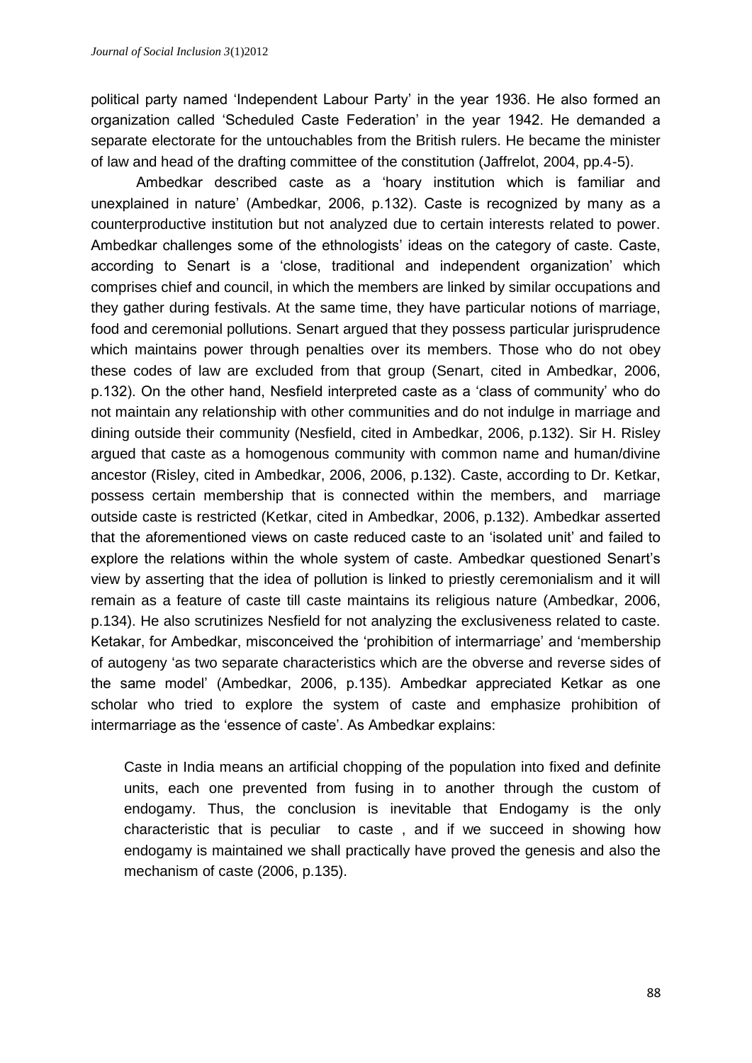political party named 'Independent Labour Party' in the year 1936. He also formed an organization called 'Scheduled Caste Federation' in the year 1942. He demanded a separate electorate for the untouchables from the British rulers. He became the minister of law and head of the drafting committee of the constitution (Jaffrelot, 2004, pp.4-5).

Ambedkar described caste as a 'hoary institution which is familiar and unexplained in nature' (Ambedkar, 2006, p.132). Caste is recognized by many as a counterproductive institution but not analyzed due to certain interests related to power. Ambedkar challenges some of the ethnologists' ideas on the category of caste. Caste, according to Senart is a 'close, traditional and independent organization' which comprises chief and council, in which the members are linked by similar occupations and they gather during festivals. At the same time, they have particular notions of marriage, food and ceremonial pollutions. Senart argued that they possess particular jurisprudence which maintains power through penalties over its members. Those who do not obey these codes of law are excluded from that group (Senart, cited in Ambedkar, 2006, p.132). On the other hand, Nesfield interpreted caste as a 'class of community' who do not maintain any relationship with other communities and do not indulge in marriage and dining outside their community (Nesfield, cited in Ambedkar, 2006, p.132). Sir H. Risley argued that caste as a homogenous community with common name and human/divine ancestor (Risley, cited in Ambedkar, 2006, 2006, p.132). Caste, according to Dr. Ketkar, possess certain membership that is connected within the members, and marriage outside caste is restricted (Ketkar, cited in Ambedkar, 2006, p.132). Ambedkar asserted that the aforementioned views on caste reduced caste to an 'isolated unit' and failed to explore the relations within the whole system of caste. Ambedkar questioned Senart's view by asserting that the idea of pollution is linked to priestly ceremonialism and it will remain as a feature of caste till caste maintains its religious nature (Ambedkar, 2006, p.134). He also scrutinizes Nesfield for not analyzing the exclusiveness related to caste. Ketakar, for Ambedkar, misconceived the 'prohibition of intermarriage' and 'membership of autogeny 'as two separate characteristics which are the obverse and reverse sides of the same model' (Ambedkar, 2006, p.135). Ambedkar appreciated Ketkar as one scholar who tried to explore the system of caste and emphasize prohibition of intermarriage as the 'essence of caste'. As Ambedkar explains:

> Caste in India means an artificial chopping of the population into fixed and definite units, each one prevented from fusing in to another through the custom of endogamy. Thus, the conclusion is inevitable that Endogamy is the only characteristic that is peculiar to caste , and if we succeed in showing how endogamy is maintained we shall practically have proved the genesis and also the mechanism of caste (2006, p.135).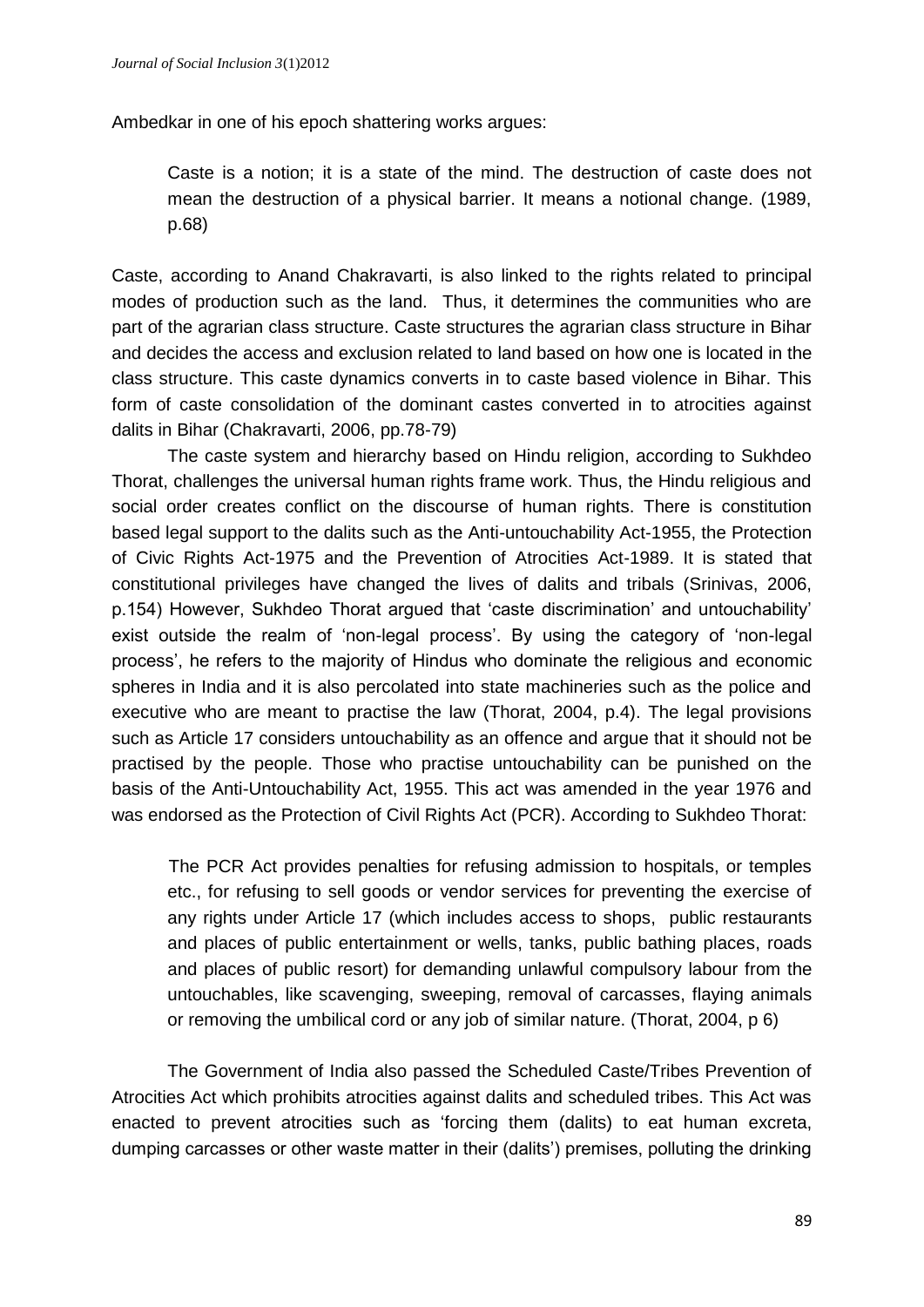Ambedkar in one of his epoch shattering works argues:

> Caste is a notion; it is a state of the mind. The destruction of caste does not mean the destruction of a physical barrier. It means a notional change. (1989, p.68)

Caste, according to Anand Chakravarti, is also linked to the rights related to principal modes of production such as the land. Thus, it determines the communities who are part of the agrarian class structure. Caste structures the agrarian class structure in Bihar and decides the access and exclusion related to land based on how one is located in the class structure. This caste dynamics converts in to caste based violence in Bihar. This form of caste consolidation of the dominant castes converted in to atrocities against dalits in Bihar (Chakravarti, 2006, pp.78-79)

The caste system and hierarchy based on Hindu religion, according to Sukhdeo Thorat, challenges the universal human rights frame work. Thus, the Hindu religious and social order creates conflict on the discourse of human rights. There is constitution based legal support to the dalits such as the Anti-untouchability Act-1955, the Protection of Civic Rights Act-1975 and the Prevention of Atrocities Act-1989. It is stated that constitutional privileges have changed the lives of dalits and tribals (Srinivas, 2006, p.154) However, Sukhdeo Thorat argued that 'caste discrimination' and untouchability' exist outside the realm of 'non-legal process'. By using the category of 'non-legal process', he refers to the majority of Hindus who dominate the religious and economic spheres in India and it is also percolated into state machineries such as the police and executive who are meant to practise the law (Thorat, 2004, p.4). The legal provisions such as Article 17 considers untouchability as an offence and argue that it should not be practised by the people. Those who practise untouchability can be punished on the basis of the Anti-Untouchability Act, 1955. This act was amended in the year 1976 and was endorsed as the Protection of Civil Rights Act (PCR). According to Sukhdeo Thorat:

> The PCR Act provides penalties for refusing admission to hospitals, or temples etc., for refusing to sell goods or vendor services for preventing the exercise of any rights under Article 17 (which includes access to shops, public restaurants and places of public entertainment or wells, tanks, public bathing places, roads and places of public resort) for demanding unlawful compulsory labour from the untouchables, like scavenging, sweeping, removal of carcasses, flaying animals or removing the umbilical cord or any job of similar nature. (Thorat, 2004, p 6)

The Government of India also passed the Scheduled Caste/Tribes Prevention of Atrocities Act which prohibits atrocities against dalits and scheduled tribes. This Act was enacted to prevent atrocities such as 'forcing them (dalits) to eat human excreta, dumping carcasses or other waste matter in their (dalits') premises, polluting the drinking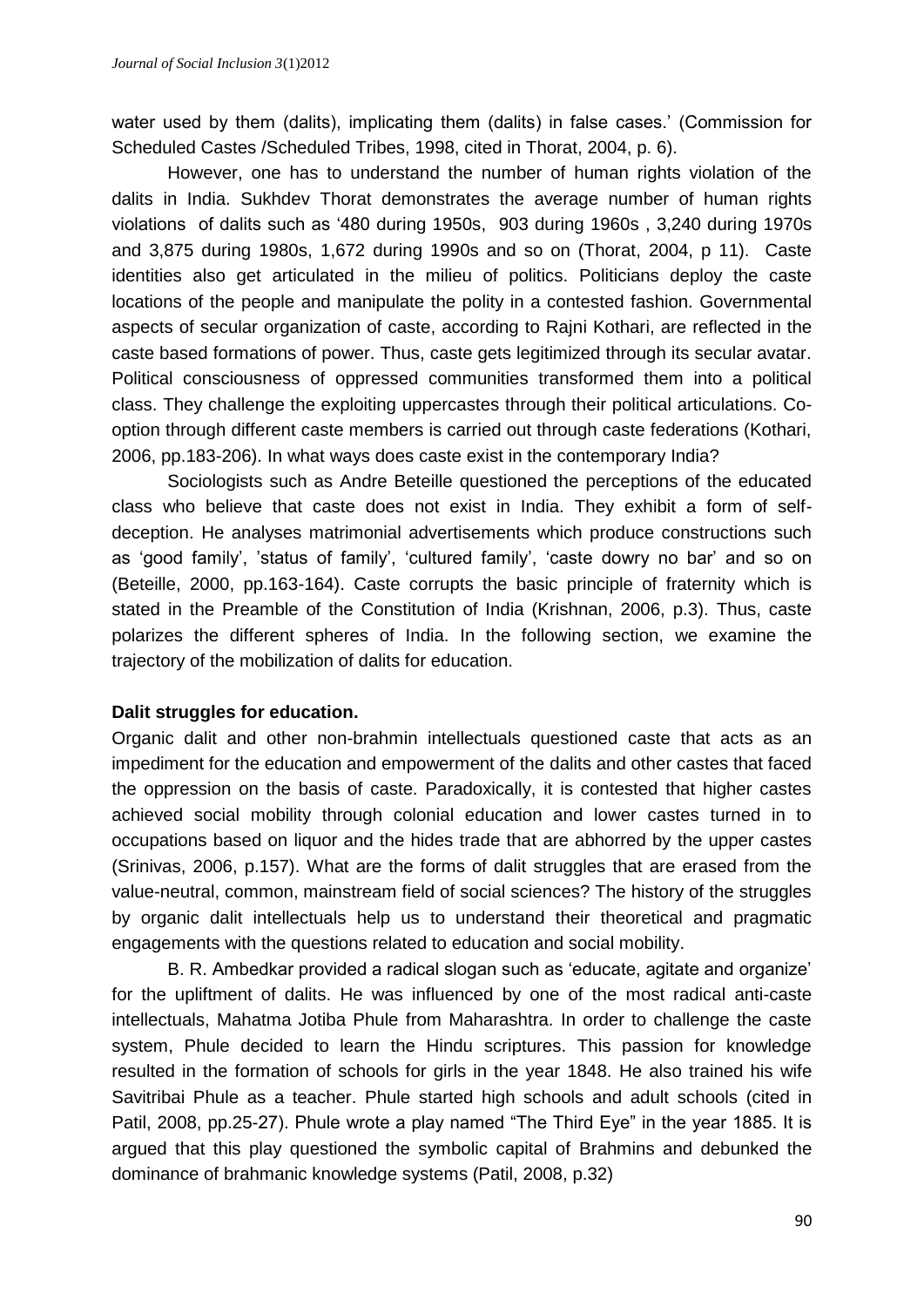water used by them (dalits), implicating them (dalits) in false cases.' (Commission for Scheduled Castes /Scheduled Tribes, 1998, cited in Thorat, 2004, p. 6).

However, one has to understand the number of human rights violation of the dalits in India. Sukhdev Thorat demonstrates the average number of human rights violations of dalits such as '480 during 1950s, 903 during 1960s , 3,240 during 1970s and 3,875 during 1980s, 1,672 during 1990s and so on (Thorat, 2004, p 11). Caste identities also get articulated in the milieu of politics. Politicians deploy the caste locations of the people and manipulate the polity in a contested fashion. Governmental aspects of secular organization of caste, according to Rajni Kothari, are reflected in the caste based formations of power. Thus, caste gets legitimized through its secular avatar. Political consciousness of oppressed communities transformed them into a political class. They challenge the exploiting uppercastes through their political articulations. Co-option through different caste members is carried out through caste federations (Kothari, 2006, pp.183-206). In what ways does caste exist in the contemporary India?

Sociologists such as Andre Beteille questioned the perceptions of the educated class who believe that caste does not exist in India. They exhibit a form of self-deception. He analyses matrimonial advertisements which produce constructions such as 'good family', 'status of family', 'cultured family', 'caste dowry no bar' and so on (Beteille, 2000, pp.163-164). Caste corrupts the basic principle of fraternity which is stated in the Preamble of the Constitution of India (Krishnan, 2006, p.3). Thus, caste polarizes the different spheres of India. In the following section, we examine the trajectory of the mobilization of dalits for education.

**Dalit struggles for education.**

Organic dalit and other non-brahmin intellectuals questioned caste that acts as an impediment for the education and empowerment of the dalits and other castes that faced the oppression on the basis of caste. Paradoxically, it is contested that higher castes achieved social mobility through colonial education and lower castes turned in to occupations based on liquor and the hides trade that are abhorred by the upper castes (Srinivas, 2006, p.157). What are the forms of dalit struggles that are erased from the value-neutral, common, mainstream field of social sciences? The history of the struggles by organic dalit intellectuals help us to understand their theoretical and pragmatic engagements with the questions related to education and social mobility.

B. R. Ambedkar provided a radical slogan such as 'educate, agitate and organize' for the upliftment of dalits. He was influenced by one of the most radical anti-caste intellectuals, Mahatma Jotiba Phule from Maharashtra. In order to challenge the caste system, Phule decided to learn the Hindu scriptures. This passion for knowledge resulted in the formation of schools for girls in the year 1848. He also trained his wife Savitribai Phule as a teacher. Phule started high schools and adult schools (cited in Patil, 2008, pp.25-27). Phule wrote a play named "The Third Eye" in the year 1885. It is argued that this play questioned the symbolic capital of Brahmins and debunked the dominance of brahmanic knowledge systems (Patil, 2008, p.32)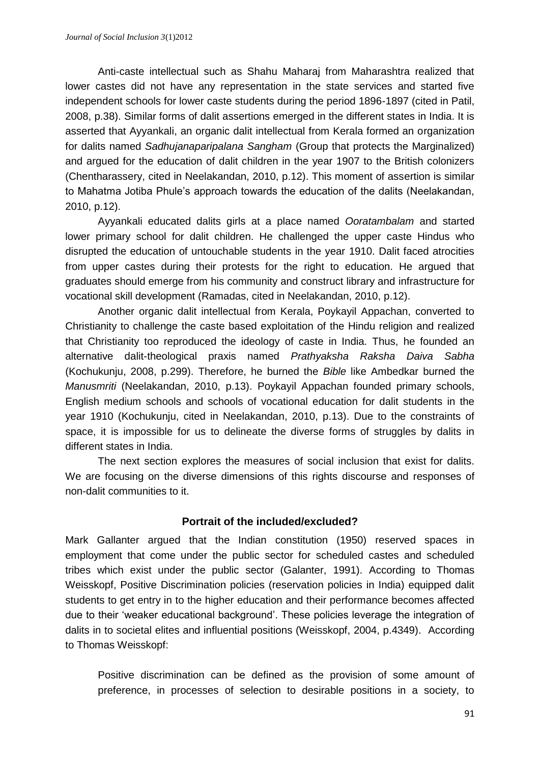Anti-caste intellectual such as Shahu Maharaj from Maharashtra realized that lower castes did not have any representation in the state services and started five independent schools for lower caste students during the period 1896-1897 (cited in Patil, 2008, p.38). Similar forms of dalit assertions emerged in the different states in India. It is asserted that Ayyankali, an organic dalit intellectual from Kerala formed an organization for dalits named *Sadhujanaparipalana Sangham* (Group that protects the Marginalized) and argued for the education of dalit children in the year 1907 to the British colonizers (Chentharassery, cited in Neelakandan, 2010, p.12). This moment of assertion is similar to Mahatma Jotiba Phule's approach towards the education of the dalits (Neelakandan, 2010, p.12).

Ayyankali educated dalits girls at a place named *Ooratambalam* and started lower primary school for dalit children. He challenged the upper caste Hindus who disrupted the education of untouchable students in the year 1910. Dalit faced atrocities from upper castes during their protests for the right to education. He argued that graduates should emerge from his community and construct library and infrastructure for vocational skill development (Ramadas, cited in Neelakandan, 2010, p.12).

Another organic dalit intellectual from Kerala, Poykayil Appachan, converted to Christianity to challenge the caste based exploitation of the Hindu religion and realized that Christianity too reproduced the ideology of caste in India. Thus, he founded an alternative dalit-theological praxis named *Prathyaksha Raksha Daiva Sabha* (Kochukunju, 2008, p.299). Therefore, he burned the *Bible* like Ambedkar burned the *Manusmriti* (Neelakandan, 2010, p.13). Poykayil Appachan founded primary schools, English medium schools and schools of vocational education for dalit students in the year 1910 (Kochukunju, cited in Neelakandan, 2010, p.13). Due to the constraints of space, it is impossible for us to delineate the diverse forms of struggles by dalits in different states in India.

The next section explores the measures of social inclusion that exist for dalits. We are focusing on the diverse dimensions of this rights discourse and responses of non-dalit communities to it.

## Portrait of the included/excluded?

Mark Gallanter argued that the Indian constitution (1950) reserved spaces in employment that come under the public sector for scheduled castes and scheduled tribes which exist under the public sector (Galanter, 1991). According to Thomas Weisskopf, Positive Discrimination policies (reservation policies in India) equipped dalit students to get entry in to the higher education and their performance becomes affected due to their 'weaker educational background'. These policies leverage the integration of dalits in to societal elites and influential positions (Weisskopf, 2004, p.4349). According to Thomas Weisskopf:

> Positive discrimination can be defined as the provision of some amount of preference, in processes of selection to desirable positions in a society, to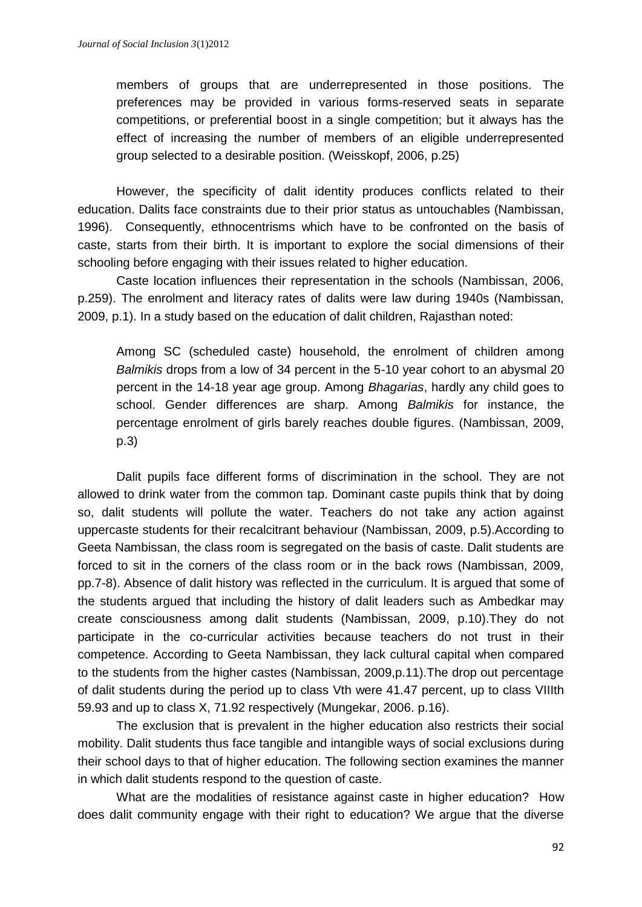members of groups that are underrepresented in those positions. The preferences may be provided in various forms-reserved seats in separate competitions, or preferential boost in a single competition; but it always has the effect of increasing the number of members of an eligible underrepresented group selected to a desirable position. (Weisskopf, 2006, p.25)

However, the specificity of dalit identity produces conflicts related to their education. Dalits face constraints due to their prior status as untouchables (Nambissan, 1996). Consequently, ethnocentrisms which have to be confronted on the basis of caste, starts from their birth. It is important to explore the social dimensions of their schooling before engaging with their issues related to higher education.

Caste location influences their representation in the schools (Nambissan, 2006, p.259). The enrolment and literacy rates of dalits were law during 1940s (Nambissan, 2009, p.1). In a study based on the education of dalit children, Rajasthan noted:

> Among SC (scheduled caste) household, the enrolment of children among *Balmikis* drops from a low of 34 percent in the 5-10 year cohort to an abysmal 20 percent in the 14-18 year age group. Among *Bhagarias*, hardly any child goes to school. Gender differences are sharp. Among *Balmikis* for instance, the percentage enrolment of girls barely reaches double figures. (Nambissan, 2009, p.3)

Dalit pupils face different forms of discrimination in the school. They are not allowed to drink water from the common tap. Dominant caste pupils think that by doing so, dalit students will pollute the water. Teachers do not take any action against uppercaste students for their recalcitrant behaviour (Nambissan, 2009, p.5).According to Geeta Nambissan, the class room is segregated on the basis of caste. Dalit students are forced to sit in the corners of the class room or in the back rows (Nambissan, 2009, pp.7-8). Absence of dalit history was reflected in the curriculum. It is argued that some of the students argued that including the history of dalit leaders such as Ambedkar may create consciousness among dalit students (Nambissan, 2009, p.10).They do not participate in the co-curricular activities because teachers do not trust in their competence. According to Geeta Nambissan, they lack cultural capital when compared to the students from the higher castes (Nambissan, 2009,p.11).The drop out percentage of dalit students during the period up to class Vth were 41.47 percent, up to class VIIIth 59.93 and up to class X, 71.92 respectively (Mungekar, 2006. p.16).

The exclusion that is prevalent in the higher education also restricts their social mobility. Dalit students thus face tangible and intangible ways of social exclusions during their school days to that of higher education. The following section examines the manner in which dalit students respond to the question of caste.

What are the modalities of resistance against caste in higher education? How does dalit community engage with their right to education? We argue that the diverse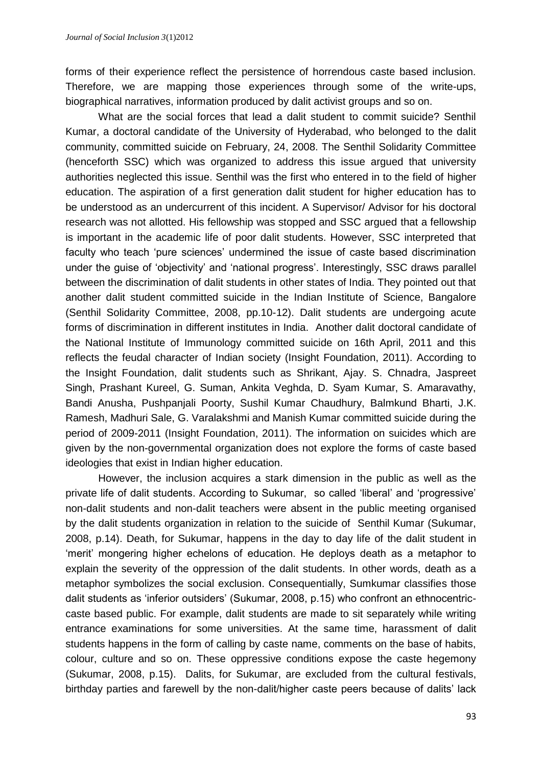forms of their experience reflect the persistence of horrendous caste based inclusion. Therefore, we are mapping those experiences through some of the write-ups, biographical narratives, information produced by dalit activist groups and so on.

What are the social forces that lead a dalit student to commit suicide? Senthil Kumar, a doctoral candidate of the University of Hyderabad, who belonged to the dalit community, committed suicide on February, 24, 2008. The Senthil Solidarity Committee (henceforth SSC) which was organized to address this issue argued that university authorities neglected this issue. Senthil was the first who entered in to the field of higher education. The aspiration of a first generation dalit student for higher education has to be understood as an undercurrent of this incident. A Supervisor/ Advisor for his doctoral research was not allotted. His fellowship was stopped and SSC argued that a fellowship is important in the academic life of poor dalit students. However, SSC interpreted that faculty who teach 'pure sciences' undermined the issue of caste based discrimination under the guise of 'objectivity' and 'national progress'. Interestingly, SSC draws parallel between the discrimination of dalit students in other states of India. They pointed out that another dalit student committed suicide in the Indian Institute of Science, Bangalore (Senthil Solidarity Committee, 2008, pp.10-12). Dalit students are undergoing acute forms of discrimination in different institutes in India. Another dalit doctoral candidate of the National Institute of Immunology committed suicide on 16th April, 2011 and this reflects the feudal character of Indian society (Insight Foundation, 2011). According to the Insight Foundation, dalit students such as Shrikant, Ajay. S. Chnadra, Jaspreet Singh, Prashant Kureel, G. Suman, Ankita Veghda, D. Syam Kumar, S. Amaravathy, Bandi Anusha, Pushpanjali Poorty, Sushil Kumar Chaudhury, Balmkund Bharti, J.K. Ramesh, Madhuri Sale, G. Varalakshmi and Manish Kumar committed suicide during the period of 2009-2011 (Insight Foundation, 2011). The information on suicides which are given by the non-governmental organization does not explore the forms of caste based ideologies that exist in Indian higher education.

However, the inclusion acquires a stark dimension in the public as well as the private life of dalit students. According to Sukumar, so called 'liberal' and 'progressive' non-dalit students and non-dalit teachers were absent in the public meeting organised by the dalit students organization in relation to the suicide of Senthil Kumar (Sukumar, 2008, p.14). Death, for Sukumar, happens in the day to day life of the dalit student in 'merit' mongering higher echelons of education. He deploys death as a metaphor to explain the severity of the oppression of the dalit students. In other words, death as a metaphor symbolizes the social exclusion. Consequentially, Sumkumar classifies those dalit students as 'inferior outsiders' (Sukumar, 2008, p.15) who confront an ethnocentric-caste based public. For example, dalit students are made to sit separately while writing entrance examinations for some universities. At the same time, harassment of dalit students happens in the form of calling by caste name, comments on the base of habits, colour, culture and so on. These oppressive conditions expose the caste hegemony (Sukumar, 2008, p.15). Dalits, for Sukumar, are excluded from the cultural festivals, birthday parties and farewell by the non-dalit/higher caste peers because of dalits' lack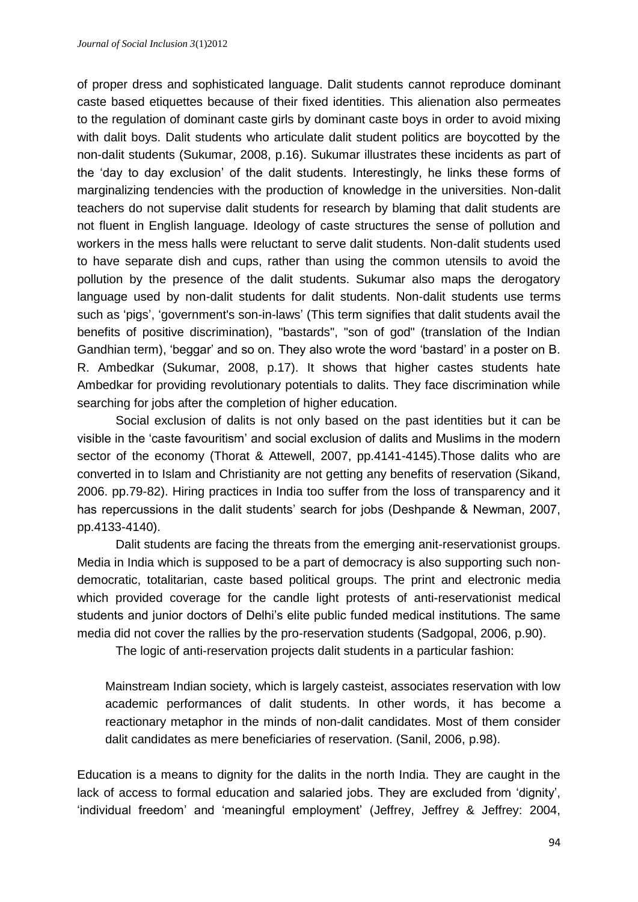of proper dress and sophisticated language. Dalit students cannot reproduce dominant caste based etiquettes because of their fixed identities. This alienation also permeates to the regulation of dominant caste girls by dominant caste boys in order to avoid mixing with dalit boys. Dalit students who articulate dalit student politics are boycotted by the non-dalit students (Sukumar, 2008, p.16). Sukumar illustrates these incidents as part of the 'day to day exclusion' of the dalit students. Interestingly, he links these forms of marginalizing tendencies with the production of knowledge in the universities. Non-dalit teachers do not supervise dalit students for research by blaming that dalit students are not fluent in English language. Ideology of caste structures the sense of pollution and workers in the mess halls were reluctant to serve dalit students. Non-dalit students used to have separate dish and cups, rather than using the common utensils to avoid the pollution by the presence of the dalit students. Sukumar also maps the derogatory language used by non-dalit students for dalit students. Non-dalit students use terms such as 'pigs', 'government's son-in-laws' (This term signifies that dalit students avail the benefits of positive discrimination), "bastards", "son of god" (translation of the Indian Gandhian term), 'beggar' and so on. They also wrote the word 'bastard' in a poster on B. R. Ambedkar (Sukumar, 2008, p.17). It shows that higher castes students hate Ambedkar for providing revolutionary potentials to dalits. They face discrimination while searching for jobs after the completion of higher education.

Social exclusion of dalits is not only based on the past identities but it can be visible in the 'caste favouritism' and social exclusion of dalits and Muslims in the modern sector of the economy (Thorat & Attewell, 2007, pp.4141-4145).Those dalits who are converted in to Islam and Christianity are not getting any benefits of reservation (Sikand, 2006. pp.79-82). Hiring practices in India too suffer from the loss of transparency and it has repercussions in the dalit students' search for jobs (Deshpande & Newman, 2007, pp.4133-4140).

Dalit students are facing the threats from the emerging anit-reservationist groups. Media in India which is supposed to be a part of democracy is also supporting such non-democratic, totalitarian, caste based political groups. The print and electronic media which provided coverage for the candle light protests of anti-reservationist medical students and junior doctors of Delhi's elite public funded medical institutions. The same media did not cover the rallies by the pro-reservation students (Sadgopal, 2006, p.90).

The logic of anti-reservation projects dalit students in a particular fashion:

> Mainstream Indian society, which is largely casteist, associates reservation with low academic performances of dalit students. In other words, it has become a reactionary metaphor in the minds of non-dalit candidates. Most of them consider dalit candidates as mere beneficiaries of reservation. (Sanil, 2006, p.98).

Education is a means to dignity for the dalits in the north India. They are caught in the lack of access to formal education and salaried jobs. They are excluded from 'dignity', 'individual freedom' and 'meaningful employment' (Jeffrey, Jeffrey & Jeffrey: 2004,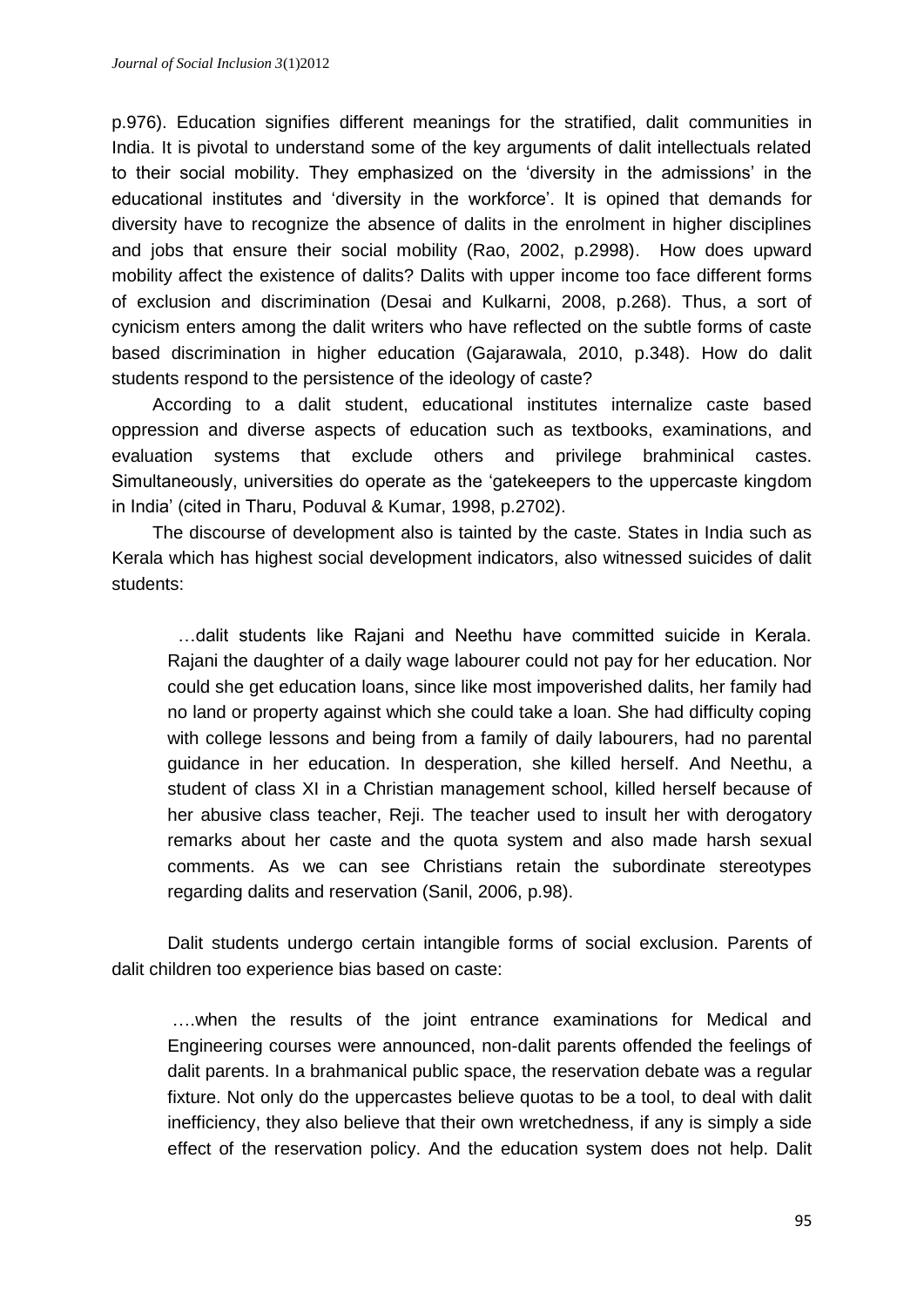p.976). Education signifies different meanings for the stratified, dalit communities in India. It is pivotal to understand some of the key arguments of dalit intellectuals related to their social mobility. They emphasized on the 'diversity in the admissions' in the educational institutes and 'diversity in the workforce'. It is opined that demands for diversity have to recognize the absence of dalits in the enrolment in higher disciplines and jobs that ensure their social mobility (Rao, 2002, p.2998). How does upward mobility affect the existence of dalits? Dalits with upper income too face different forms of exclusion and discrimination (Desai and Kulkarni, 2008, p.268). Thus, a sort of cynicism enters among the dalit writers who have reflected on the subtle forms of caste based discrimination in higher education (Gajarawala, 2010, p.348). How do dalit students respond to the persistence of the ideology of caste?

According to a dalit student, educational institutes internalize caste based oppression and diverse aspects of education such as textbooks, examinations, and evaluation systems that exclude others and privilege brahminical castes. Simultaneously, universities do operate as the 'gatekeepers to the uppercaste kingdom in India' (cited in Tharu, Poduval & Kumar, 1998, p.2702).

The discourse of development also is tainted by the caste. States in India such as Kerala which has highest social development indicators, also witnessed suicides of dalit students:

> …dalit students like Rajani and Neethu have committed suicide in Kerala. Rajani the daughter of a daily wage labourer could not pay for her education. Nor could she get education loans, since like most impoverished dalits, her family had no land or property against which she could take a loan. She had difficulty coping with college lessons and being from a family of daily labourers, had no parental guidance in her education. In desperation, she killed herself. And Neethu, a student of class XI in a Christian management school, killed herself because of her abusive class teacher, Reji. The teacher used to insult her with derogatory remarks about her caste and the quota system and also made harsh sexual comments. As we can see Christians retain the subordinate stereotypes regarding dalits and reservation (Sanil, 2006, p.98).

Dalit students undergo certain intangible forms of social exclusion. Parents of dalit children too experience bias based on caste:

> ….when the results of the joint entrance examinations for Medical and Engineering courses were announced, non-dalit parents offended the feelings of dalit parents. In a brahmanical public space, the reservation debate was a regular fixture. Not only do the uppercastes believe quotas to be a tool, to deal with dalit inefficiency, they also believe that their own wretchedness, if any is simply a side effect of the reservation policy. And the education system does not help. Dalit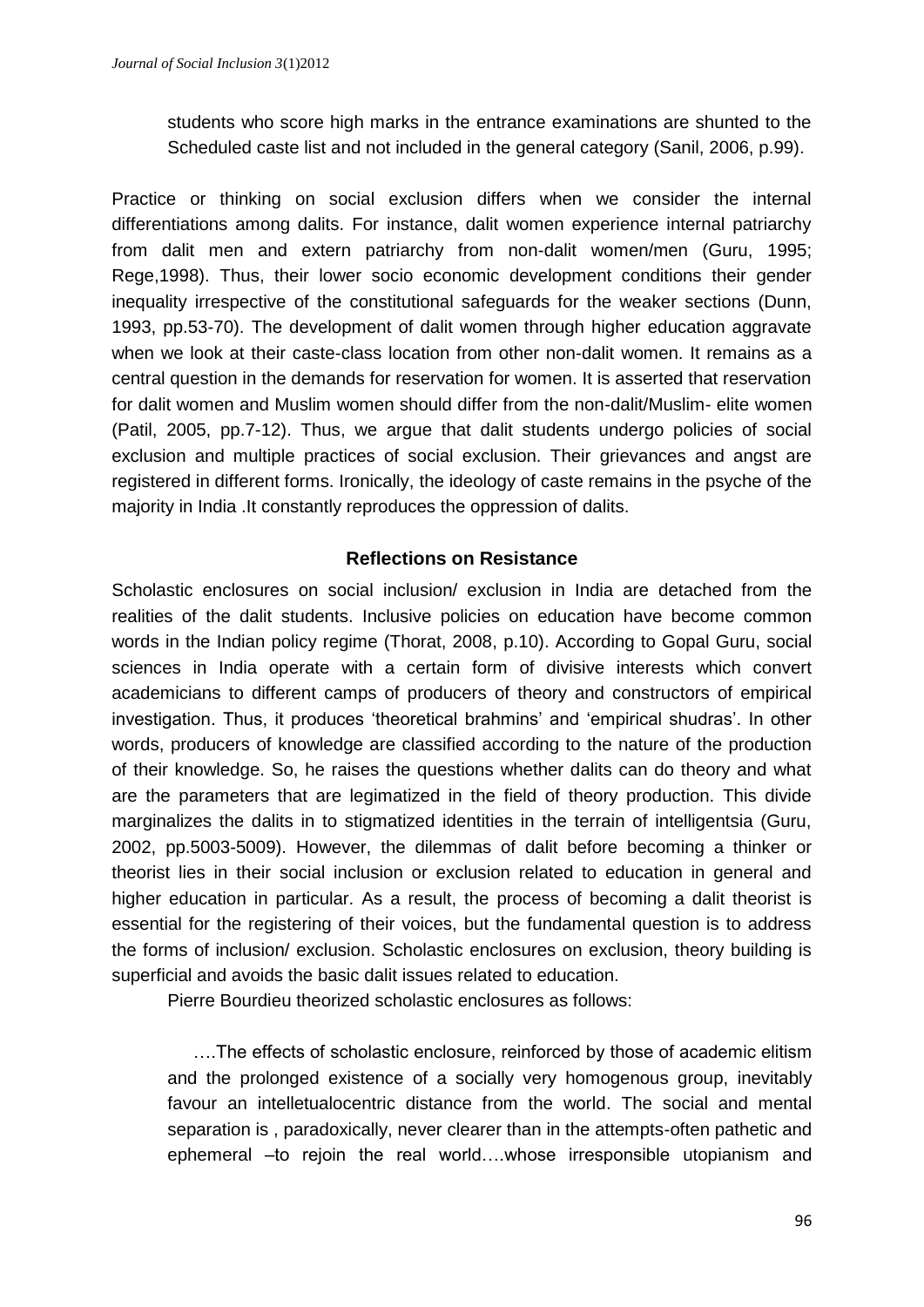students who score high marks in the entrance examinations are shunted to the Scheduled caste list and not included in the general category (Sanil, 2006, p.99).

Practice or thinking on social exclusion differs when we consider the internal differentiations among dalits. For instance, dalit women experience internal patriarchy from dalit men and extern patriarchy from non-dalit women/men (Guru, 1995; Rege,1998). Thus, their lower socio economic development conditions their gender inequality irrespective of the constitutional safeguards for the weaker sections (Dunn, 1993, pp.53-70). The development of dalit women through higher education aggravate when we look at their caste-class location from other non-dalit women. It remains as a central question in the demands for reservation for women. It is asserted that reservation for dalit women and Muslim women should differ from the non-dalit/Muslim- elite women (Patil, 2005, pp.7-12). Thus, we argue that dalit students undergo policies of social exclusion and multiple practices of social exclusion. Their grievances and angst are registered in different forms. Ironically, the ideology of caste remains in the psyche of the majority in India .It constantly reproduces the oppression of dalits.

## Reflections on Resistance

Scholastic enclosures on social inclusion/ exclusion in India are detached from the realities of the dalit students. Inclusive policies on education have become common words in the Indian policy regime (Thorat, 2008, p.10). According to Gopal Guru, social sciences in India operate with a certain form of divisive interests which convert academicians to different camps of producers of theory and constructors of empirical investigation. Thus, it produces 'theoretical brahmins' and 'empirical shudras'. In other words, producers of knowledge are classified according to the nature of the production of their knowledge. So, he raises the questions whether dalits can do theory and what are the parameters that are legimatized in the field of theory production. This divide marginalizes the dalits in to stigmatized identities in the terrain of intelligentsia (Guru, 2002, pp.5003-5009). However, the dilemmas of dalit before becoming a thinker or theorist lies in their social inclusion or exclusion related to education in general and higher education in particular. As a result, the process of becoming a dalit theorist is essential for the registering of their voices, but the fundamental question is to address the forms of inclusion/ exclusion. Scholastic enclosures on exclusion, theory building is superficial and avoids the basic dalit issues related to education.

Pierre Bourdieu theorized scholastic enclosures as follows:

> ….The effects of scholastic enclosure, reinforced by those of academic elitism and the prolonged existence of a socially very homogenous group, inevitably favour an intelletualocentric distance from the world. The social and mental separation is , paradoxically, never clearer than in the attempts-often pathetic and ephemeral –to rejoin the real world….whose irresponsible utopianism and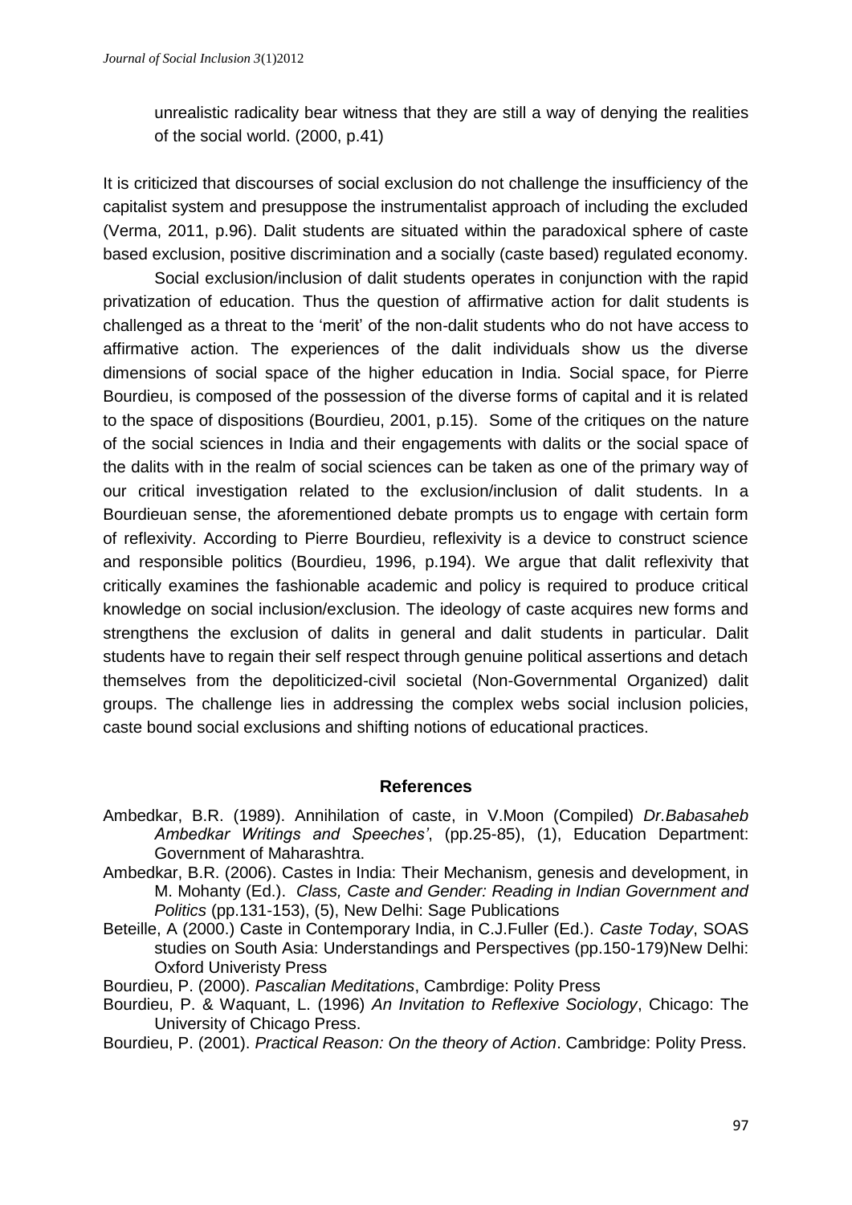unrealistic radicality bear witness that they are still a way of denying the realities of the social world. (2000, p.41)

It is criticized that discourses of social exclusion do not challenge the insufficiency of the capitalist system and presuppose the instrumentalist approach of including the excluded (Verma, 2011, p.96). Dalit students are situated within the paradoxical sphere of caste based exclusion, positive discrimination and a socially (caste based) regulated economy.

Social exclusion/inclusion of dalit students operates in conjunction with the rapid privatization of education. Thus the question of affirmative action for dalit students is challenged as a threat to the 'merit' of the non-dalit students who do not have access to affirmative action. The experiences of the dalit individuals show us the diverse dimensions of social space of the higher education in India. Social space, for Pierre Bourdieu, is composed of the possession of the diverse forms of capital and it is related to the space of dispositions (Bourdieu, 2001, p.15). Some of the critiques on the nature of the social sciences in India and their engagements with dalits or the social space of the dalits with in the realm of social sciences can be taken as one of the primary way of our critical investigation related to the exclusion/inclusion of dalit students. In a Bourdieuan sense, the aforementioned debate prompts us to engage with certain form of reflexivity. According to Pierre Bourdieu, reflexivity is a device to construct science and responsible politics (Bourdieu, 1996, p.194). We argue that dalit reflexivity that critically examines the fashionable academic and policy is required to produce critical knowledge on social inclusion/exclusion. The ideology of caste acquires new forms and strengthens the exclusion of dalits in general and dalit students in particular. Dalit students have to regain their self respect through genuine political assertions and detach themselves from the depoliticized-civil societal (Non-Governmental Organized) dalit groups. The challenge lies in addressing the complex webs social inclusion policies, caste bound social exclusions and shifting notions of educational practices.

## References

Ambedkar, B.R. (1989). Annihilation of caste, in V.Moon (Compiled) *Dr.Babasaheb Ambedkar Writings and Speeches'*, (pp.25-85), (1), Education Department: Government of Maharashtra.

Ambedkar, B.R. (2006). Castes in India: Their Mechanism, genesis and development, in M. Mohanty (Ed.). *Class, Caste and Gender: Reading in Indian Government and Politics* (pp.131-153), (5), New Delhi: Sage Publications

Beteille, A (2000.) Caste in Contemporary India, in C.J.Fuller (Ed.). *Caste Today*, SOAS studies on South Asia: Understandings and Perspectives (pp.150-179)New Delhi: Oxford Univeristy Press

Bourdieu, P. (2000). *Pascalian Meditations*, Cambrdige: Polity Press

Bourdieu, P. & Waquant, L. (1996) *An Invitation to Reflexive Sociology*, Chicago: The University of Chicago Press.

Bourdieu, P. (2001). *Practical Reason: On the theory of Action*. Cambridge: Polity Press.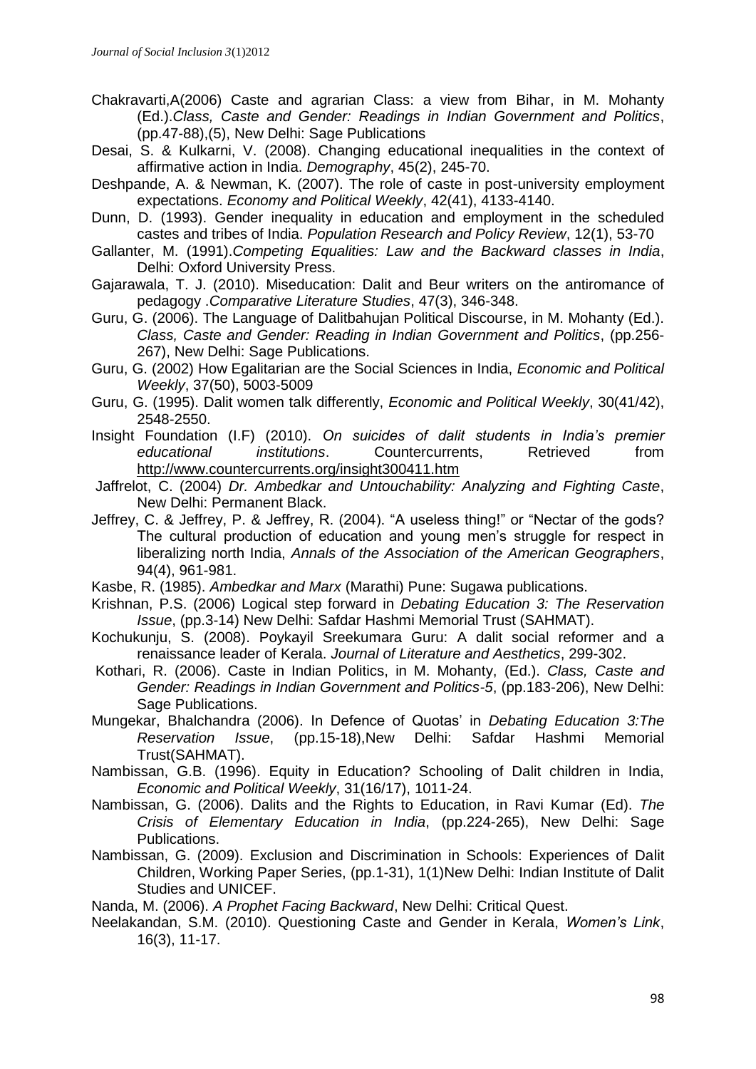Chakravarti,A(2006) Caste and agrarian Class: a view from Bihar, in M. Mohanty (Ed.).*Class, Caste and Gender: Readings in Indian Government and Politics*, (pp.47-88),(5), New Delhi: Sage Publications

Desai, S. & Kulkarni, V. (2008). Changing educational inequalities in the context of affirmative action in India. *Demography*, 45(2), 245-70.

Deshpande, A. & Newman, K. (2007). The role of caste in post-university employment expectations. *Economy and Political Weekly*, 42(41), 4133-4140.

Dunn, D. (1993). Gender inequality in education and employment in the scheduled castes and tribes of India. *Population Research and Policy Review*, 12(1), 53-70

Gallanter, M. (1991).*Competing Equalities: Law and the Backward classes in India*, Delhi: Oxford University Press.

Gajarawala, T. J. (2010). Miseducation: Dalit and Beur writers on the antiromance of pedagogy .*Comparative Literature Studies*, 47(3), 346-348.

Guru, G. (2006). The Language of Dalitbahujan Political Discourse, in M. Mohanty (Ed.). *Class, Caste and Gender: Reading in Indian Government and Politics*, (pp.256-267), New Delhi: Sage Publications.

Guru, G. (2002) How Egalitarian are the Social Sciences in India, *Economic and Political Weekly*, 37(50), 5003-5009

Guru, G. (1995). Dalit women talk differently, *Economic and Political Weekly*, 30(41/42), 2548-2550.

Insight Foundation (I.F) (2010). *On suicides of dalit students in India's premier educational institutions*. Countercurrents, Retrieved from http://www.countercurrents.org/insight300411.htm

Jaffrelot, C. (2004) *Dr. Ambedkar and Untouchability: Analyzing and Fighting Caste*, New Delhi: Permanent Black.

Jeffrey, C. & Jeffrey, P. & Jeffrey, R. (2004). "A useless thing!" or "Nectar of the gods? The cultural production of education and young men's struggle for respect in liberalizing north India, *Annals of the Association of the American Geographers*, 94(4), 961-981.

Kasbe, R. (1985). *Ambedkar and Marx* (Marathi) Pune: Sugawa publications.

Krishnan, P.S. (2006) Logical step forward in *Debating Education 3: The Reservation Issue*, (pp.3-14) New Delhi: Safdar Hashmi Memorial Trust (SAHMAT).

Kochukunju, S. (2008). Poykayil Sreekumara Guru: A dalit social reformer and a renaissance leader of Kerala. *Journal of Literature and Aesthetics*, 299-302.

Kothari, R. (2006). Caste in Indian Politics, in M. Mohanty, (Ed.). *Class, Caste and Gender: Readings in Indian Government and Politics-5*, (pp.183-206), New Delhi: Sage Publications.

Mungekar, Bhalchandra (2006). In Defence of Quotas' in *Debating Education 3:The Reservation Issue*, (pp.15-18),New Delhi: Safdar Hashmi Memorial Trust(SAHMAT).

Nambissan, G.B. (1996). Equity in Education? Schooling of Dalit children in India, *Economic and Political Weekly*, 31(16/17), 1011-24.

Nambissan, G. (2006). Dalits and the Rights to Education, in Ravi Kumar (Ed). *The Crisis of Elementary Education in India*, (pp.224-265), New Delhi: Sage Publications.

Nambissan, G. (2009). Exclusion and Discrimination in Schools: Experiences of Dalit Children, Working Paper Series, (pp.1-31), 1(1)New Delhi: Indian Institute of Dalit Studies and UNICEF.

Nanda, M. (2006). *A Prophet Facing Backward*, New Delhi: Critical Quest.

Neelakandan, S.M. (2010). Questioning Caste and Gender in Kerala, *Women's Link*, 16(3), 11-17.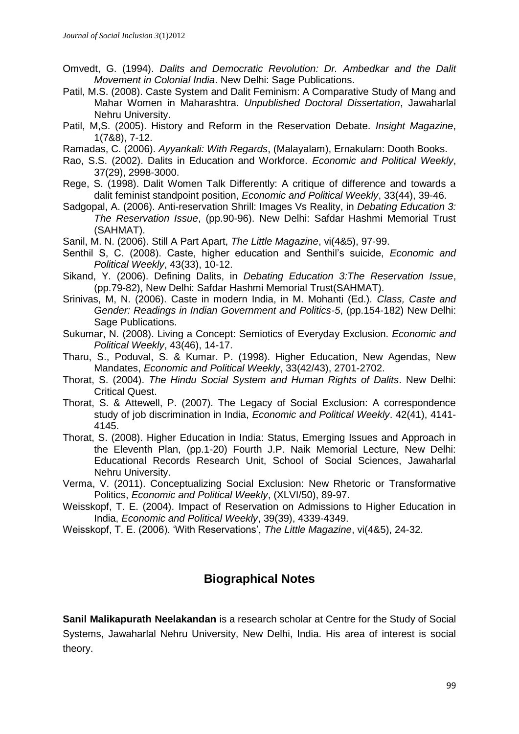Omvedt, G. (1994). *Dalits and Democratic Revolution: Dr. Ambedkar and the Dalit Movement in Colonial India*. New Delhi: Sage Publications.

Patil, M.S. (2008). Caste System and Dalit Feminism: A Comparative Study of Mang and Mahar Women in Maharashtra. *Unpublished Doctoral Dissertation*, Jawaharlal Nehru University.

Patil, M,S. (2005). History and Reform in the Reservation Debate. *Insight Magazine*, 1(7&8), 7-12.

Ramadas, C. (2006). *Ayyankali: With Regards*, (Malayalam), Ernakulam: Dooth Books.

Rao, S.S. (2002). Dalits in Education and Workforce. *Economic and Political Weekly*, 37(29), 2998-3000.

Rege, S. (1998). Dalit Women Talk Differently: A critique of difference and towards a dalit feminist standpoint position, *Economic and Political Weekly*, 33(44), 39-46.

Sadgopal, A. (2006). Anti-reservation Shrill: Images Vs Reality, in *Debating Education 3: The Reservation Issue*, (pp.90-96). New Delhi: Safdar Hashmi Memorial Trust (SAHMAT).

Sanil, M. N. (2006). Still A Part Apart, *The Little Magazine*, vi(4&5), 97-99.

Senthil S, C. (2008). Caste, higher education and Senthil's suicide, *Economic and Political Weekly*, 43(33), 10-12.

Sikand, Y. (2006). Defining Dalits, in *Debating Education 3:The Reservation Issue*, (pp.79-82), New Delhi: Safdar Hashmi Memorial Trust(SAHMAT).

Srinivas, M, N. (2006). Caste in modern India, in M. Mohanti (Ed.). *Class, Caste and Gender: Readings in Indian Government and Politics-5*, (pp.154-182) New Delhi: Sage Publications.

Sukumar, N. (2008). Living a Concept: Semiotics of Everyday Exclusion. *Economic and Political Weekly*, 43(46), 14-17.

Tharu, S., Poduval, S. & Kumar. P. (1998). Higher Education, New Agendas, New Mandates, *Economic and Political Weekly*, 33(42/43), 2701-2702.

Thorat, S. (2004). *The Hindu Social System and Human Rights of Dalits*. New Delhi: Critical Quest.

Thorat, S. & Attewell, P. (2007). The Legacy of Social Exclusion: A correspondence study of job discrimination in India, *Economic and Political Weekly*. 42(41), 4141-4145.

Thorat, S. (2008). Higher Education in India: Status, Emerging Issues and Approach in the Eleventh Plan, (pp.1-20) Fourth J.P. Naik Memorial Lecture, New Delhi: Educational Records Research Unit, School of Social Sciences, Jawaharlal Nehru University.

Verma, V. (2011). Conceptualizing Social Exclusion: New Rhetoric or Transformative Politics, *Economic and Political Weekly*, (XLVI/50), 89-97.

Weisskopf, T. E. (2004). Impact of Reservation on Admissions to Higher Education in India, *Economic and Political Weekly*, 39(39), 4339-4349.

Weisskopf, T. E. (2006). 'With Reservations', *The Little Magazine*, vi(4&5), 24-32.

## Biographical Notes

**Sanil Malikapurath Neelakandan** is a research scholar at Centre for the Study of Social Systems, Jawaharlal Nehru University, New Delhi, India. His area of interest is social theory.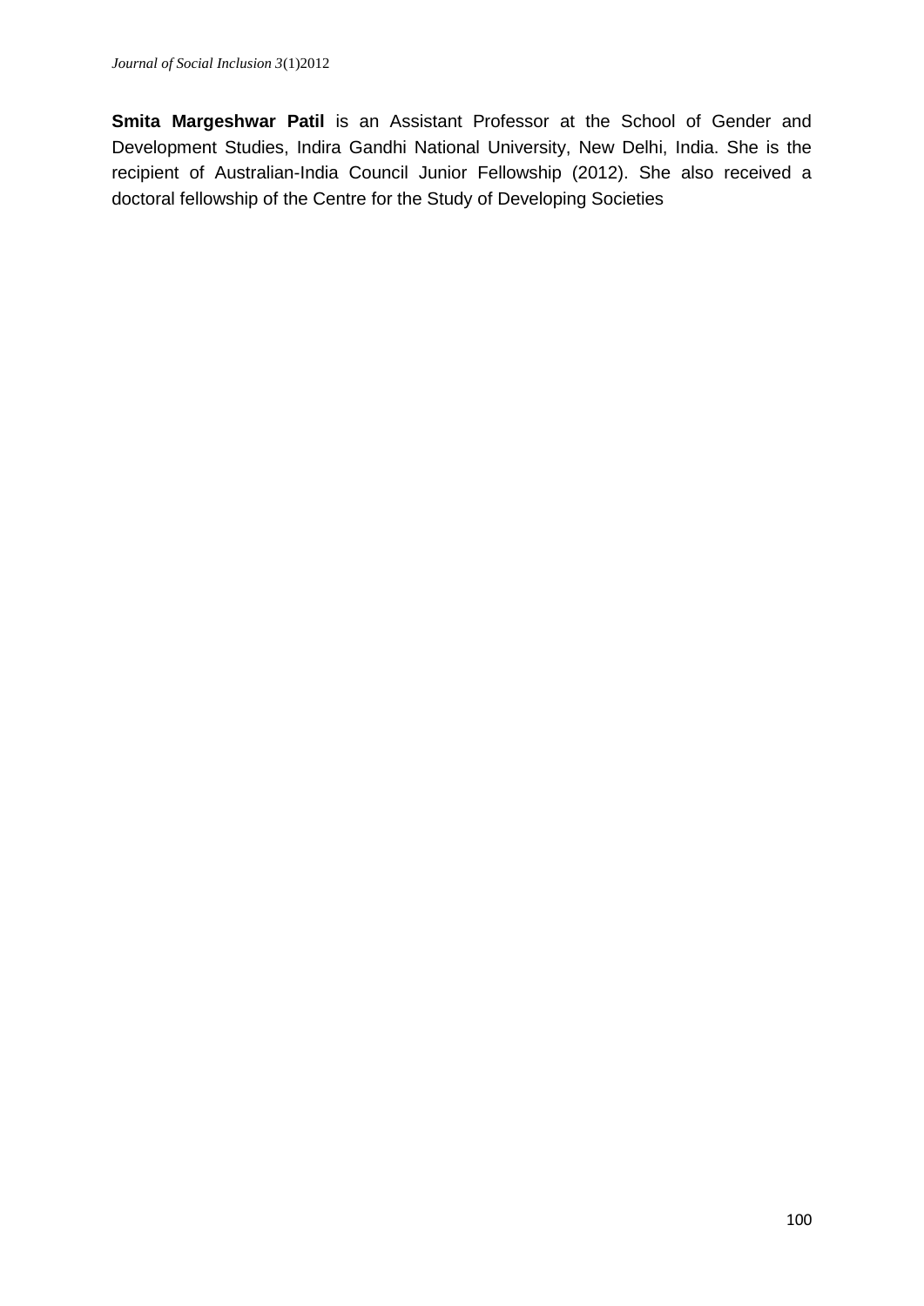**Smita Margeshwar Patil** is an Assistant Professor at the School of Gender and Development Studies, Indira Gandhi National University, New Delhi, India. She is the recipient of Australian-India Council Junior Fellowship (2012). She also received a doctoral fellowship of the Centre for the Study of Developing Societies